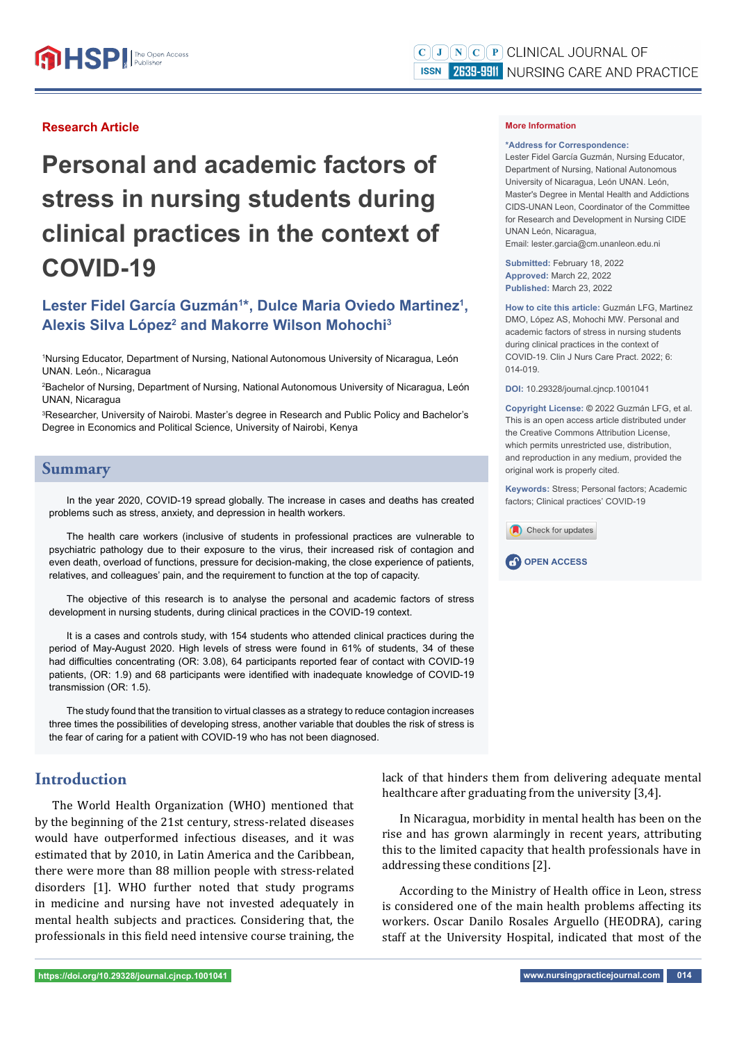Research Article

# Personal and academic factors of stress in nursing students during clinical practices in the context of COVID-19

**Lester Fidel García Guzmán[1]*, Dulce Maria Oviedo Martinez[1], Alexis Silva López[2] and Makorre Wilson Mohochi[3]**

[1]Nursing Educator, Department of Nursing, National Autonomous University of Nicaragua, León UNAN. León., Nicaragua

[2]Bachelor of Nursing, Department of Nursing, National Autonomous University of Nicaragua, León UNAN, Nicaragua

[3]Researcher, University of Nairobi. Master's degree in Research and Public Policy and Bachelor's Degree in Economics and Political Science, University of Nairobi, Kenya

**More Information**

***Address for Correspondence:** Lester Fidel García Guzmán, Nursing Educator, Department of Nursing, National Autonomous University of Nicaragua, León UNAN. León, Master's Degree in Mental Health and Addictions CIDS-UNAN Leon, Coordinator of the Committee for Research and Development in Nursing CIDE UNAN León, Nicaragua,
Email: lester.garcia@cm.unanleon.edu.ni

**Submitted:** February 18, 2022
**Approved:** March 22, 2022
**Published:** March 23, 2022

**How to cite this article:** Guzmán LFG, Martinez DMO, López AS, Mohochi MW. Personal and academic factors of stress in nursing students during clinical practices in the context of COVID-19. Clin J Nurs Care Pract. 2022; 6: 014-019.

**DOI:** 10.29328/journal.cjncp.1001041

**Copyright License:** © 2022 Guzmán LFG, et al. This is an open access article distributed under the Creative Commons Attribution License, which permits unrestricted use, distribution, and reproduction in any medium, provided the original work is properly cited.

**Keywords:** Stress; Personal factors; Academic factors; Clinical practices' COVID-19

## Summary

In the year 2020, COVID-19 spread globally. The increase in cases and deaths has created problems such as stress, anxiety, and depression in health workers.

The health care workers (inclusive of students in professional practices are vulnerable to psychiatric pathology due to their exposure to the virus, their increased risk of contagion and even death, overload of functions, pressure for decision-making, the close experience of patients, relatives, and colleagues' pain, and the requirement to function at the top of capacity.

The objective of this research is to analyse the personal and academic factors of stress development in nursing students, during clinical practices in the COVID-19 context.

It is a cases and controls study, with 154 students who attended clinical practices during the period of May-August 2020. High levels of stress were found in 61% of students, 34 of these had difficulties concentrating (OR: 3.08), 64 participants reported fear of contact with COVID-19 patients, (OR: 1.9) and 68 participants were identified with inadequate knowledge of COVID-19 transmission (OR: 1.5).

The study found that the transition to virtual classes as a strategy to reduce contagion increases three times the possibilities of developing stress, another variable that doubles the risk of stress is the fear of caring for a patient with COVID-19 who has not been diagnosed.

## Introduction

The World Health Organization (WHO) mentioned that by the beginning of the 21st century, stress-related diseases would have outperformed infectious diseases, and it was estimated that by 2010, in Latin America and the Caribbean, there were more than 88 million people with stress-related disorders [1]. WHO further noted that study programs in medicine and nursing have not invested adequately in mental health subjects and practices. Considering that, the professionals in this field need intensive course training, the lack of that hinders them from delivering adequate mental healthcare after graduating from the university [3,4].

In Nicaragua, morbidity in mental health has been on the rise and has grown alarmingly in recent years, attributing this to the limited capacity that health professionals have in addressing these conditions [2].

According to the Ministry of Health office in Leon, stress is considered one of the main health problems affecting its workers. Oscar Danilo Rosales Arguello (HEODRA), caring staff at the University Hospital, indicated that most of the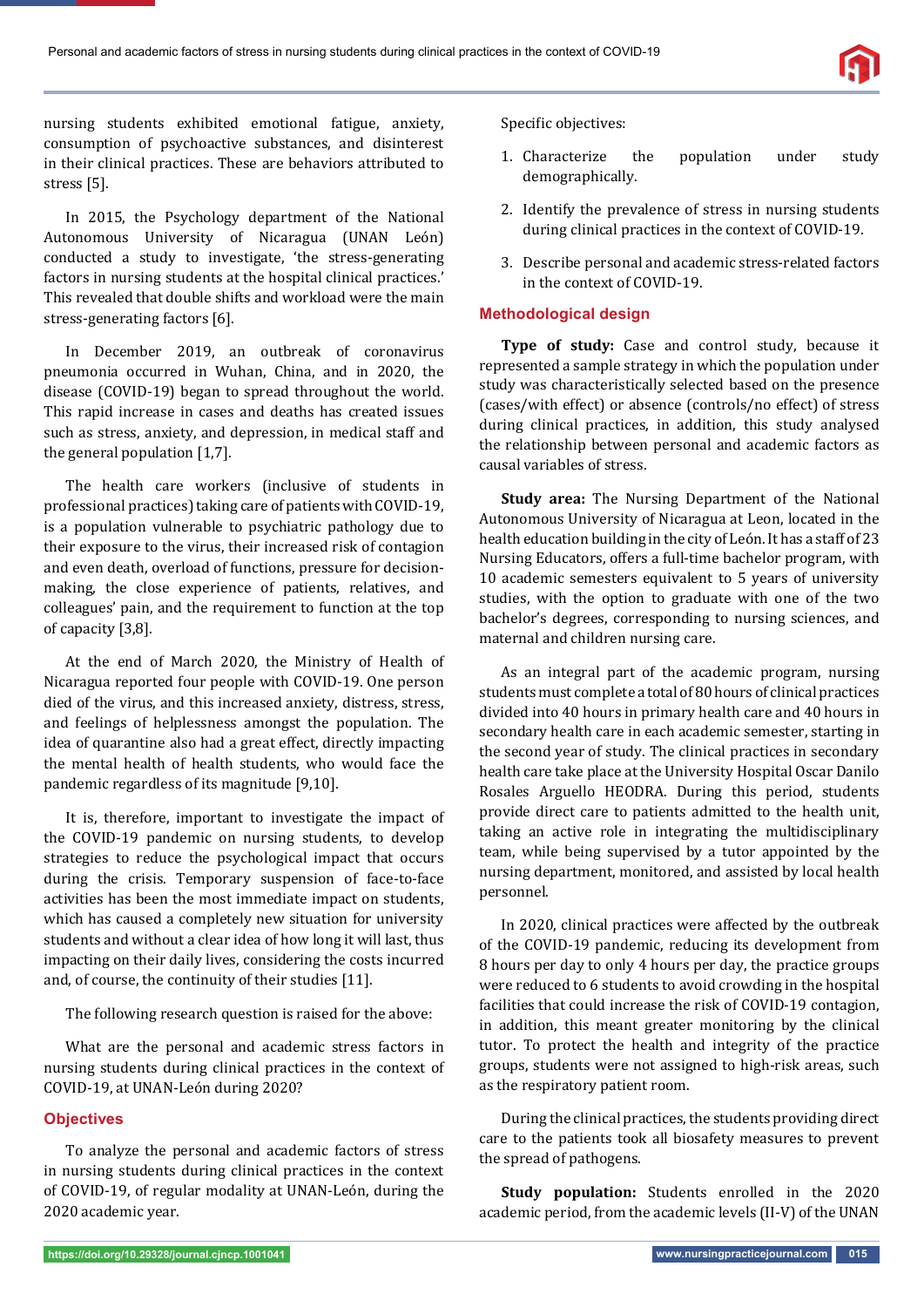nursing students exhibited emotional fatigue, anxiety, consumption of psychoactive substances, and disinterest in their clinical practices. These are behaviors attributed to stress [5].

In 2015, the Psychology department of the National Autonomous University of Nicaragua (UNAN León) conducted a study to investigate, 'the stress-generating factors in nursing students at the hospital clinical practices.' This revealed that double shifts and workload were the main stress-generating factors [6].

In December 2019, an outbreak of coronavirus pneumonia occurred in Wuhan, China, and in 2020, the disease (COVID-19) began to spread throughout the world. This rapid increase in cases and deaths has created issues such as stress, anxiety, and depression, in medical staff and the general population [1,7].

The health care workers (inclusive of students in professional practices) taking care of patients with COVID-19, is a population vulnerable to psychiatric pathology due to their exposure to the virus, their increased risk of contagion and even death, overload of functions, pressure for decision-making, the close experience of patients, relatives, and colleagues' pain, and the requirement to function at the top of capacity [3,8].

At the end of March 2020, the Ministry of Health of Nicaragua reported four people with COVID-19. One person died of the virus, and this increased anxiety, distress, stress, and feelings of helplessness amongst the population. The idea of quarantine also had a great effect, directly impacting the mental health of health students, who would face the pandemic regardless of its magnitude [9,10].

It is, therefore, important to investigate the impact of the COVID-19 pandemic on nursing students, to develop strategies to reduce the psychological impact that occurs during the crisis. Temporary suspension of face-to-face activities has been the most immediate impact on students, which has caused a completely new situation for university students and without a clear idea of how long it will last, thus impacting on their daily lives, considering the costs incurred and, of course, the continuity of their studies [11].

The following research question is raised for the above:

What are the personal and academic stress factors in nursing students during clinical practices in the context of COVID-19, at UNAN-León during 2020?

## Objectives

To analyze the personal and academic factors of stress in nursing students during clinical practices in the context of COVID-19, of regular modality at UNAN-León, during the 2020 academic year.

Specific objectives:

1. Characterize the population under study demographically.
2. Identify the prevalence of stress in nursing students during clinical practices in the context of COVID-19.
3. Describe personal and academic stress-related factors in the context of COVID-19.

## Methodological design

**Type of study:** Case and control study, because it represented a sample strategy in which the population under study was characteristically selected based on the presence (cases/with effect) or absence (controls/no effect) of stress during clinical practices, in addition, this study analysed the relationship between personal and academic factors as causal variables of stress.

**Study area:** The Nursing Department of the National Autonomous University of Nicaragua at Leon, located in the health education building in the city of León. It has a staff of 23 Nursing Educators, offers a full-time bachelor program, with 10 academic semesters equivalent to 5 years of university studies, with the option to graduate with one of the two bachelor's degrees, corresponding to nursing sciences, and maternal and children nursing care.

As an integral part of the academic program, nursing students must complete a total of 80 hours of clinical practices divided into 40 hours in primary health care and 40 hours in secondary health care in each academic semester, starting in the second year of study. The clinical practices in secondary health care take place at the University Hospital Oscar Danilo Rosales Arguello HEODRA. During this period, students provide direct care to patients admitted to the health unit, taking an active role in integrating the multidisciplinary team, while being supervised by a tutor appointed by the nursing department, monitored, and assisted by local health personnel.

In 2020, clinical practices were affected by the outbreak of the COVID-19 pandemic, reducing its development from 8 hours per day to only 4 hours per day, the practice groups were reduced to 6 students to avoid crowding in the hospital facilities that could increase the risk of COVID-19 contagion, in addition, this meant greater monitoring by the clinical tutor. To protect the health and integrity of the practice groups, students were not assigned to high-risk areas, such as the respiratory patient room.

During the clinical practices, the students providing direct care to the patients took all biosafety measures to prevent the spread of pathogens.

**Study population:** Students enrolled in the 2020 academic period, from the academic levels (II-V) of the UNAN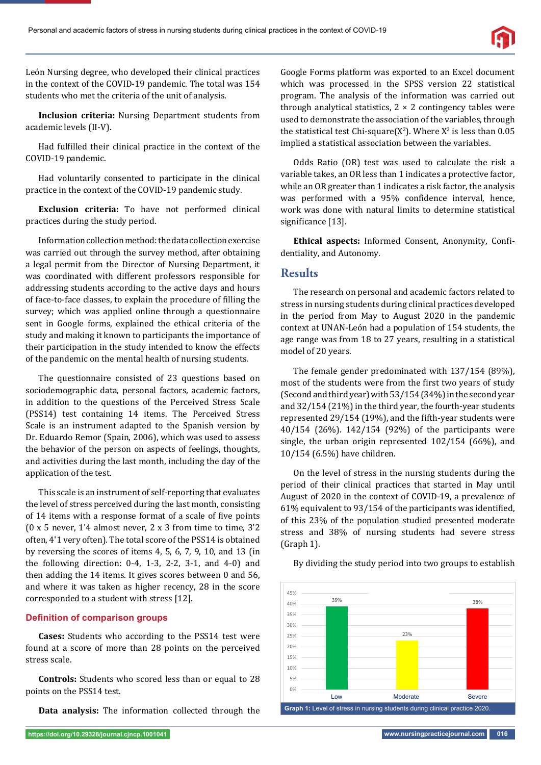León Nursing degree, who developed their clinical practices in the context of the COVID-19 pandemic. The total was 154 students who met the criteria of the unit of analysis.

**Inclusion criteria:** Nursing Department students from academic levels (II-V).

Had fulfilled their clinical practice in the context of the COVID-19 pandemic.

Had voluntarily consented to participate in the clinical practice in the context of the COVID-19 pandemic study.

**Exclusion criteria:** To have not performed clinical practices during the study period.

Information collection method: the data collection exercise was carried out through the survey method, after obtaining a legal permit from the Director of Nursing Department, it was coordinated with different professors responsible for addressing students according to the active days and hours of face-to-face classes, to explain the procedure of filling the survey; which was applied online through a questionnaire sent in Google forms, explained the ethical criteria of the study and making it known to participants the importance of their participation in the study intended to know the effects of the pandemic on the mental health of nursing students.

The questionnaire consisted of 23 questions based on sociodemographic data, personal factors, academic factors, in addition to the questions of the Perceived Stress Scale (PSS14) test containing 14 items. The Perceived Stress Scale is an instrument adapted to the Spanish version by Dr. Eduardo Remor (Spain, 2006), which was used to assess the behavior of the person on aspects of feelings, thoughts, and activities during the last month, including the day of the application of the test.

This scale is an instrument of self-reporting that evaluates the level of stress perceived during the last month, consisting of 14 items with a response format of a scale of five points (0 x 5 never, 1'4 almost never, 2 x 3 from time to time, 3'2 often, 4'1 very often). The total score of the PSS14 is obtained by reversing the scores of items 4, 5, 6, 7, 9, 10, and 13 (in the following direction: 0-4, 1-3, 2-2, 3-1, and 4-0) and then adding the 14 items. It gives scores between 0 and 56, and where it was taken as higher recency, 28 in the score corresponded to a student with stress [12].

### Definition of comparison groups

**Cases:** Students who according to the PSS14 test were found at a score of more than 28 points on the perceived stress scale.

**Controls:** Students who scored less than or equal to 28 points on the PSS14 test.

**Data analysis:** The information collected through the Google Forms platform was exported to an Excel document which was processed in the SPSS version 22 statistical program. The analysis of the information was carried out through analytical statistics, 2 × 2 contingency tables were used to demonstrate the association of the variables, through the statistical test Chi-square($X^2$). Where $X^2$ is less than 0.05 implied a statistical association between the variables.

Odds Ratio (OR) test was used to calculate the risk a variable takes, an OR less than 1 indicates a protective factor, while an OR greater than 1 indicates a risk factor, the analysis was performed with a 95% confidence interval, hence, work was done with natural limits to determine statistical significance [13].

**Ethical aspects:** Informed Consent, Anonymity, Confidentiality, and Autonomy.

## Results

The research on personal and academic factors related to stress in nursing students during clinical practices developed in the period from May to August 2020 in the pandemic context at UNAN-León had a population of 154 students, the age range was from 18 to 27 years, resulting in a statistical model of 20 years.

The female gender predominated with 137/154 (89%), most of the students were from the first two years of study (Second and third year) with 53/154 (34%) in the second year and 32/154 (21%) in the third year, the fourth-year students represented 29/154 (19%), and the fifth-year students were 40/154 (26%). 142/154 (92%) of the participants were single, the urban origin represented 102/154 (66%), and 10/154 (6.5%) have children.

On the level of stress in the nursing students during the period of their clinical practices that started in May until August of 2020 in the context of COVID-19, a prevalence of 61% equivalent to 93/154 of the participants was identified, of this 23% of the population studied presented moderate stress and 38% of nursing students had severe stress (Graph 1).

By dividing the study period into two groups to establish

| Level of stress | Percentage |
|---|---|
| Low | 39% |
| Moderate | 23% |
| Severe | 38% |

**Graph 1:** Level of stress in nursing students during clinical practice 2020.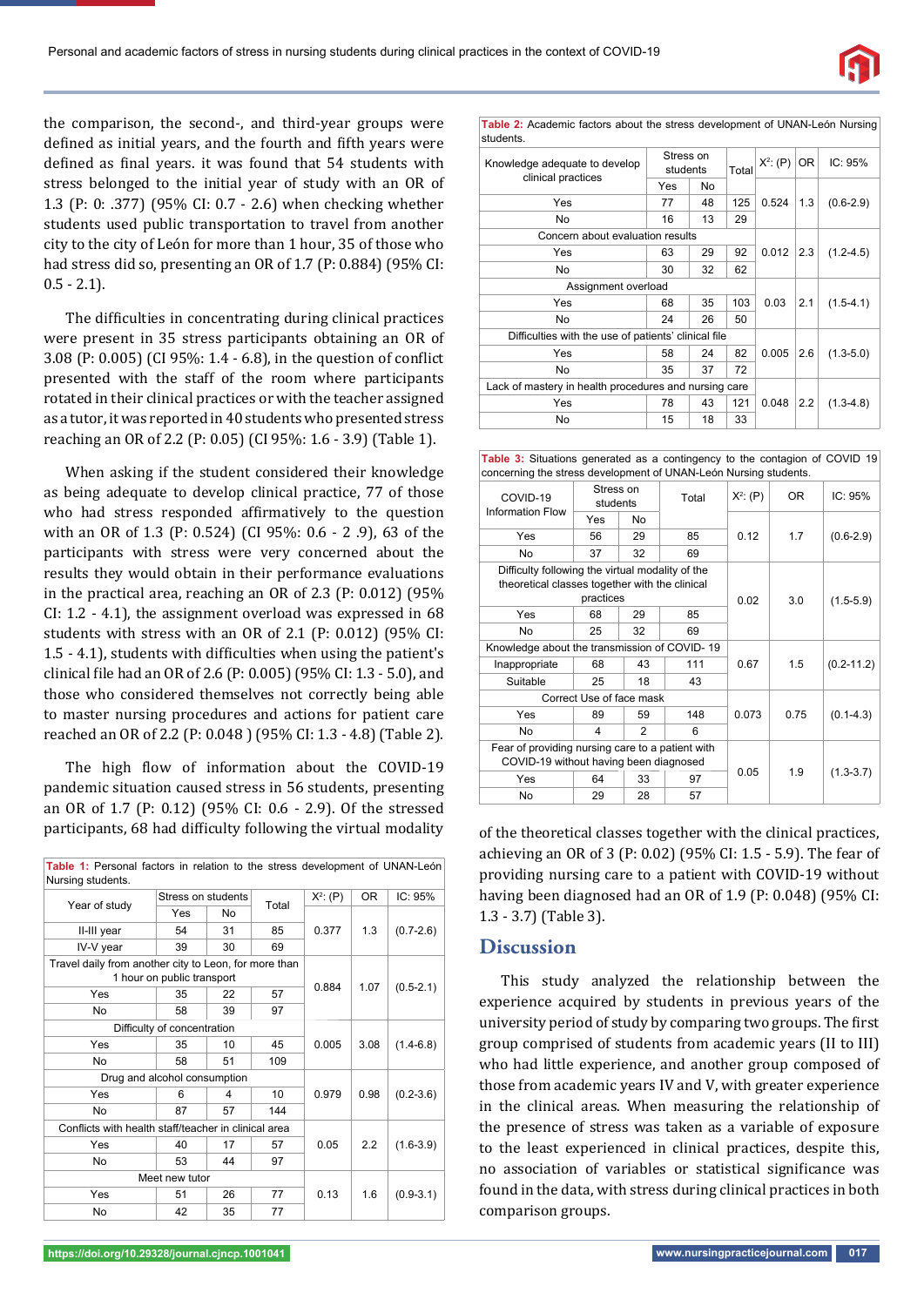the comparison, the second-, and third-year groups were defined as initial years, and the fourth and fifth years were defined as final years. it was found that 54 students with stress belonged to the initial year of study with an OR of 1.3 (P: 0: .377) (95% CI: 0.7 - 2.6) when checking whether students used public transportation to travel from another city to the city of León for more than 1 hour, 35 of those who had stress did so, presenting an OR of 1.7 (P: 0.884) (95% CI: 0.5 - 2.1).

The difficulties in concentrating during clinical practices were present in 35 stress participants obtaining an OR of 3.08 (P: 0.005) (CI 95%: 1.4 - 6.8), in the question of conflict presented with the staff of the room where participants rotated in their clinical practices or with the teacher assigned as a tutor, it was reported in 40 students who presented stress reaching an OR of 2.2 (P: 0.05) (CI 95%: 1.6 - 3.9) (Table 1).

When asking if the student considered their knowledge as being adequate to develop clinical practice, 77 of those who had stress responded affirmatively to the question with an OR of 1.3 (P: 0.524) (CI 95%: 0.6 - 2 .9), 63 of the participants with stress were very concerned about the results they would obtain in their performance evaluations in the practical area, reaching an OR of 2.3 (P: 0.012) (95% CI: 1.2 - 4.1), the assignment overload was expressed in 68 students with stress with an OR of 2.1 (P: 0.012) (95% CI: 1.5 - 4.1), students with difficulties when using the patient's clinical file had an OR of 2.6 (P: 0.005) (95% CI: 1.3 - 5.0), and those who considered themselves not correctly being able to master nursing procedures and actions for patient care reached an OR of 2.2 (P: 0.048 ) (95% CI: 1.3 - 4.8) (Table 2).

The high flow of information about the COVID-19 pandemic situation caused stress in 56 students, presenting an OR of 1.7 (P: 0.12) (95% CI: 0.6 - 2.9). Of the stressed participants, 68 had difficulty following the virtual modality of the theoretical classes together with the clinical practices, achieving an OR of 3 (P: 0.02) (95% CI: 1.5 - 5.9). The fear of providing nursing care to a patient with COVID-19 without having been diagnosed had an OR of 1.9 (P: 0.048) (95% CI: 1.3 - 3.7) (Table 3).

**Table 1:** Personal factors in relation to the stress development of UNAN-León Nursing students.

| Year of study | Stress on students | | Total | $X^2$: (P) | OR | IC: 95% |
|---|---|---|---|---|---|---|
| | Yes | No | | | | |
| II-III year | 54 | 31 | 85 | 0.377 | 1.3 | (0.7-2.6) |
| IV-V year | 39 | 30 | 69 | | | |
| Travel daily from another city to Leon, for more than 1 hour on public transport | | | | 0.884 | 1.07 | (0.5-2.1) |
| Yes | 35 | 22 | 57 | | | |
| No | 58 | 39 | 97 | | | |
| Difficulty of concentration | | | | 0.005 | 3.08 | (1.4-6.8) |
| Yes | 35 | 10 | 45 | | | |
| No | 58 | 51 | 109 | | | |
| Drug and alcohol consumption | | | | 0.979 | 0.98 | (0.2-3.6) |
| Yes | 6 | 4 | 10 | | | |
| No | 87 | 57 | 144 | | | |
| Conflicts with health staff/teacher in clinical area | | | | 0.05 | 2.2 | (1.6-3.9) |
| Yes | 40 | 17 | 57 | | | |
| No | 53 | 44 | 97 | | | |
| Meet new tutor | | | | 0.13 | 1.6 | (0.9-3.1) |
| Yes | 51 | 26 | 77 | | | |
| No | 42 | 35 | 77 | | | |

**Table 2:** Academic factors about the stress development of UNAN-León Nursing students.

| Knowledge adequate to develop clinical practices | Stress on students | | Total | $X^2$: (P) | OR | IC: 95% |
|---|---|---|---|---|---|---|
| | Yes | No | | | | |
| Yes | 77 | 48 | 125 | 0.524 | 1.3 | (0.6-2.9) |
| No | 16 | 13 | 29 | | | |
| Concern about evaluation results | | | | 0.012 | 2.3 | (1.2-4.5) |
| Yes | 63 | 29 | 92 | | | |
| No | 30 | 32 | 62 | | | |
| Assignment overload | | | | 0.03 | 2.1 | (1.5-4.1) |
| Yes | 68 | 35 | 103 | | | |
| No | 24 | 26 | 50 | | | |
| Difficulties with the use of patients' clinical file | | | | 0.005 | 2.6 | (1.3-5.0) |
| Yes | 58 | 24 | 82 | | | |
| No | 35 | 37 | 72 | | | |
| Lack of mastery in health procedures and nursing care | | | | 0.048 | 2.2 | (1.3-4.8) |
| Yes | 78 | 43 | 121 | | | |
| No | 15 | 18 | 33 | | | |

**Table 3:** Situations generated as a contingency to the contagion of COVID 19 concerning the stress development of UNAN-León Nursing students.

| COVID-19 Information Flow | Stress on students | | Total | $X^2$: (P) | OR | IC: 95% |
|---|---|---|---|---|---|---|
| | Yes | No | | | | |
| Yes | 56 | 29 | 85 | 0.12 | 1.7 | (0.6-2.9) |
| No | 37 | 32 | 69 | | | |
| Difficulty following the virtual modality of the theoretical classes together with the clinical practices | | | | 0.02 | 3.0 | (1.5-5.9) |
| Yes | 68 | 29 | 85 | | | |
| No | 25 | 32 | 69 | | | |
| Knowledge about the transmission of COVID- 19 | | | | 0.67 | 1.5 | (0.2-11.2) |
| Inappropriate | 68 | 43 | 111 | | | |
| Suitable | 25 | 18 | 43 | | | |
| Correct Use of face mask | | | | 0.073 | 0.75 | (0.1-4.3) |
| Yes | 89 | 59 | 148 | | | |
| No | 4 | 2 | 6 | | | |
| Fear of providing nursing care to a patient with COVID-19 without having been diagnosed | | | | 0.05 | 1.9 | (1.3-3.7) |
| Yes | 64 | 33 | 97 | | | |
| No | 29 | 28 | 57 | | | |

## Discussion

This study analyzed the relationship between the experience acquired by students in previous years of the university period of study by comparing two groups. The first group comprised of students from academic years (II to III) who had little experience, and another group composed of those from academic years IV and V, with greater experience in the clinical areas. When measuring the relationship of the presence of stress was taken as a variable of exposure to the least experienced in clinical practices, despite this, no association of variables or statistical significance was found in the data, with stress during clinical practices in both comparison groups.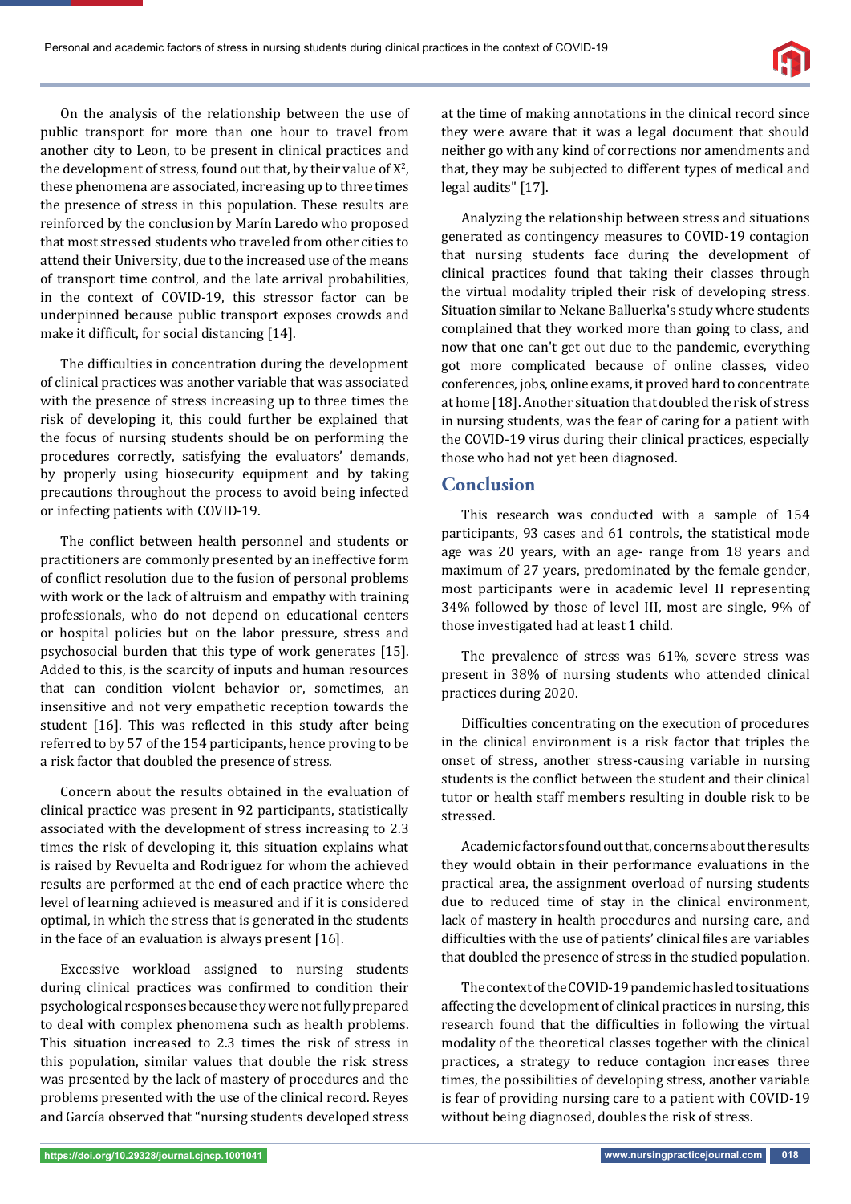On the analysis of the relationship between the use of public transport for more than one hour to travel from another city to Leon, to be present in clinical practices and the development of stress, found out that, by their value of $X^2$, these phenomena are associated, increasing up to three times the presence of stress in this population. These results are reinforced by the conclusion by Marín Laredo who proposed that most stressed students who traveled from other cities to attend their University, due to the increased use of the means of transport time control, and the late arrival probabilities, in the context of COVID-19, this stressor factor can be underpinned because public transport exposes crowds and make it difficult, for social distancing [14].

The difficulties in concentration during the development of clinical practices was another variable that was associated with the presence of stress increasing up to three times the risk of developing it, this could further be explained that the focus of nursing students should be on performing the procedures correctly, satisfying the evaluators' demands, by properly using biosecurity equipment and by taking precautions throughout the process to avoid being infected or infecting patients with COVID-19.

The conflict between health personnel and students or practitioners are commonly presented by an ineffective form of conflict resolution due to the fusion of personal problems with work or the lack of altruism and empathy with training professionals, who do not depend on educational centers or hospital policies but on the labor pressure, stress and psychosocial burden that this type of work generates [15]. Added to this, is the scarcity of inputs and human resources that can condition violent behavior or, sometimes, an insensitive and not very empathetic reception towards the student [16]. This was reflected in this study after being referred to by 57 of the 154 participants, hence proving to be a risk factor that doubled the presence of stress.

Concern about the results obtained in the evaluation of clinical practice was present in 92 participants, statistically associated with the development of stress increasing to 2.3 times the risk of developing it, this situation explains what is raised by Revuelta and Rodriguez for whom the achieved results are performed at the end of each practice where the level of learning achieved is measured and if it is considered optimal, in which the stress that is generated in the students in the face of an evaluation is always present [16].

Excessive workload assigned to nursing students during clinical practices was confirmed to condition their psychological responses because they were not fully prepared to deal with complex phenomena such as health problems. This situation increased to 2.3 times the risk of stress in this population, similar values that double the risk stress was presented by the lack of mastery of procedures and the problems presented with the use of the clinical record. Reyes and García observed that "nursing students developed stress at the time of making annotations in the clinical record since they were aware that it was a legal document that should neither go with any kind of corrections nor amendments and that, they may be subjected to different types of medical and legal audits" [17].

Analyzing the relationship between stress and situations generated as contingency measures to COVID-19 contagion that nursing students face during the development of clinical practices found that taking their classes through the virtual modality tripled their risk of developing stress. Situation similar to Nekane Balluerka's study where students complained that they worked more than going to class, and now that one can't get out due to the pandemic, everything got more complicated because of online classes, video conferences, jobs, online exams, it proved hard to concentrate at home [18]. Another situation that doubled the risk of stress in nursing students, was the fear of caring for a patient with the COVID-19 virus during their clinical practices, especially those who had not yet been diagnosed.

## Conclusion

This research was conducted with a sample of 154 participants, 93 cases and 61 controls, the statistical mode age was 20 years, with an age- range from 18 years and maximum of 27 years, predominated by the female gender, most participants were in academic level II representing 34% followed by those of level III, most are single, 9% of those investigated had at least 1 child.

The prevalence of stress was 61%, severe stress was present in 38% of nursing students who attended clinical practices during 2020.

Difficulties concentrating on the execution of procedures in the clinical environment is a risk factor that triples the onset of stress, another stress-causing variable in nursing students is the conflict between the student and their clinical tutor or health staff members resulting in double risk to be stressed.

Academic factors found out that, concerns about the results they would obtain in their performance evaluations in the practical area, the assignment overload of nursing students due to reduced time of stay in the clinical environment, lack of mastery in health procedures and nursing care, and difficulties with the use of patients' clinical files are variables that doubled the presence of stress in the studied population.

The context of the COVID-19 pandemic has led to situations affecting the development of clinical practices in nursing, this research found that the difficulties in following the virtual modality of the theoretical classes together with the clinical practices, a strategy to reduce contagion increases three times, the possibilities of developing stress, another variable is fear of providing nursing care to a patient with COVID-19 without being diagnosed, doubles the risk of stress.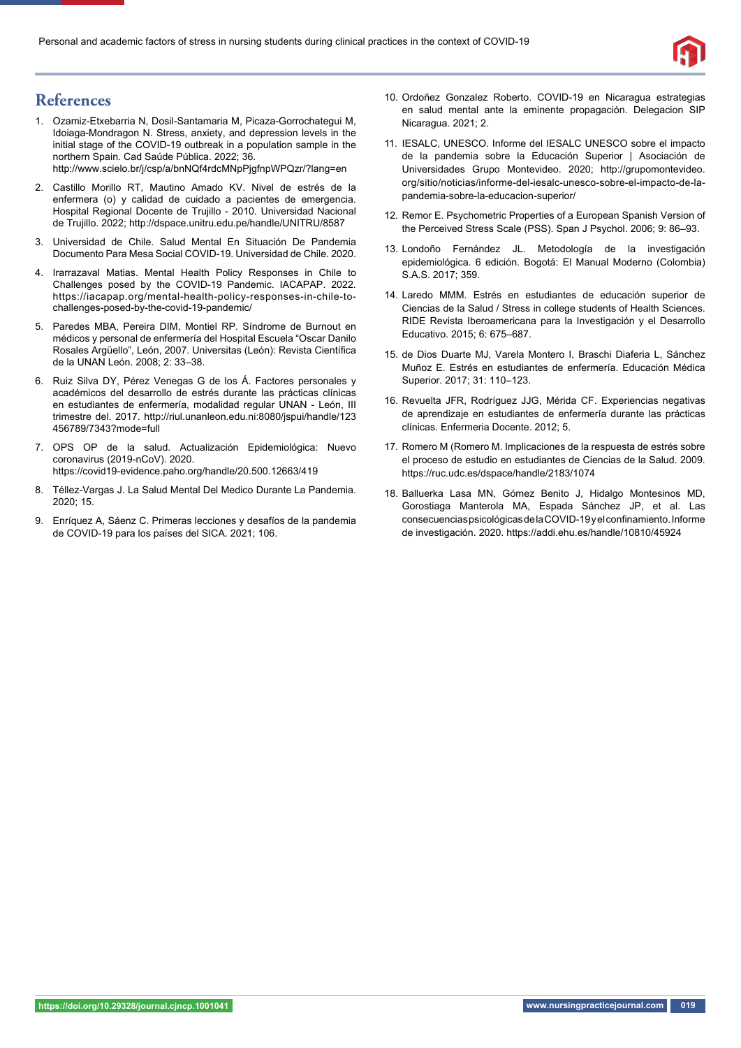## References

1. Ozamiz-Etxebarria N, Dosil-Santamaria M, Picaza-Gorrochategui M, Idoiaga-Mondragon N. Stress, anxiety, and depression levels in the initial stage of the COVID-19 outbreak in a population sample in the northern Spain. Cad Saúde Pública. 2022; 36. http://www.scielo.br/j/csp/a/bnNQf4rdcMNpPjgfnpWPQzr/?lang=en

2. Castillo Morillo RT, Mautino Amado KV. Nivel de estrés de la enfermera (o) y calidad de cuidado a pacientes de emergencia. Hospital Regional Docente de Trujillo - 2010. Universidad Nacional de Trujillo. 2022; http://dspace.unitru.edu.pe/handle/UNITRU/8587

3. Universidad de Chile. Salud Mental En Situación De Pandemia Documento Para Mesa Social COVID-19. Universidad de Chile. 2020.

4. Irarrazaval Matias. Mental Health Policy Responses in Chile to Challenges posed by the COVID-19 Pandemic. IACAPAP. 2022. https://iacapap.org/mental-health-policy-responses-in-chile-to-challenges-posed-by-the-covid-19-pandemic/

5. Paredes MBA, Pereira DIM, Montiel RP. Síndrome de Burnout en médicos y personal de enfermería del Hospital Escuela "Oscar Danilo Rosales Argüello", León, 2007. Universitas (León): Revista Científica de la UNAN León. 2008; 2: 33–38.

6. Ruiz Silva DY, Pérez Venegas G de los Á. Factores personales y académicos del desarrollo de estrés durante las prácticas clínicas en estudiantes de enfermería, modalidad regular UNAN - León, III trimestre del. 2017. http://riul.unanleon.edu.ni:8080/jspui/handle/123456789/7343?mode=full

7. OPS OP de la salud. Actualización Epidemiológica: Nuevo coronavirus (2019-nCoV). 2020. https://covid19-evidence.paho.org/handle/20.500.12663/419

8. Téllez-Vargas J. La Salud Mental Del Medico Durante La Pandemia. 2020; 15.

9. Enríquez A, Sáenz C. Primeras lecciones y desafíos de la pandemia de COVID-19 para los países del SICA. 2021; 106.

10. Ordoñez Gonzalez Roberto. COVID-19 en Nicaragua estrategias en salud mental ante la eminente propagación. Delegacion SIP Nicaragua. 2021; 2.

11. IESALC, UNESCO. Informe del IESALC UNESCO sobre el impacto de la pandemia sobre la Educación Superior | Asociación de Universidades Grupo Montevideo. 2020; http://grupomontevideo.org/sitio/noticias/informe-del-iesalc-unesco-sobre-el-impacto-de-la-pandemia-sobre-la-educacion-superior/

12. Remor E. Psychometric Properties of a European Spanish Version of the Perceived Stress Scale (PSS). Span J Psychol. 2006; 9: 86–93.

13. Londoño Fernández JL. Metodología de la investigación epidemiológica. 6 edición. Bogotá: El Manual Moderno (Colombia) S.A.S. 2017; 359.

14. Laredo MMM. Estrés en estudiantes de educación superior de Ciencias de la Salud / Stress in college students of Health Sciences. RIDE Revista Iberoamericana para la Investigación y el Desarrollo Educativo. 2015; 6: 675–687.

15. de Dios Duarte MJ, Varela Montero I, Braschi Diaferia L, Sánchez Muñoz E. Estrés en estudiantes de enfermería. Educación Médica Superior. 2017; 31: 110–123.

16. Revuelta JFR, Rodríguez JJG, Mérida CF. Experiencias negativas de aprendizaje en estudiantes de enfermería durante las prácticas clínicas. Enfermeria Docente. 2012; 5.

17. Romero M (Romero M. Implicaciones de la respuesta de estrés sobre el proceso de estudio en estudiantes de Ciencias de la Salud. 2009. https://ruc.udc.es/dspace/handle/2183/1074

18. Balluerka Lasa MN, Gómez Benito J, Hidalgo Montesinos MD, Gorostiaga Manterola MA, Espada Sánchez JP, et al. Las consecuencias psicológicas de la COVID-19 y el confinamiento. Informe de investigación. 2020. https://addi.ehu.es/handle/10810/45924